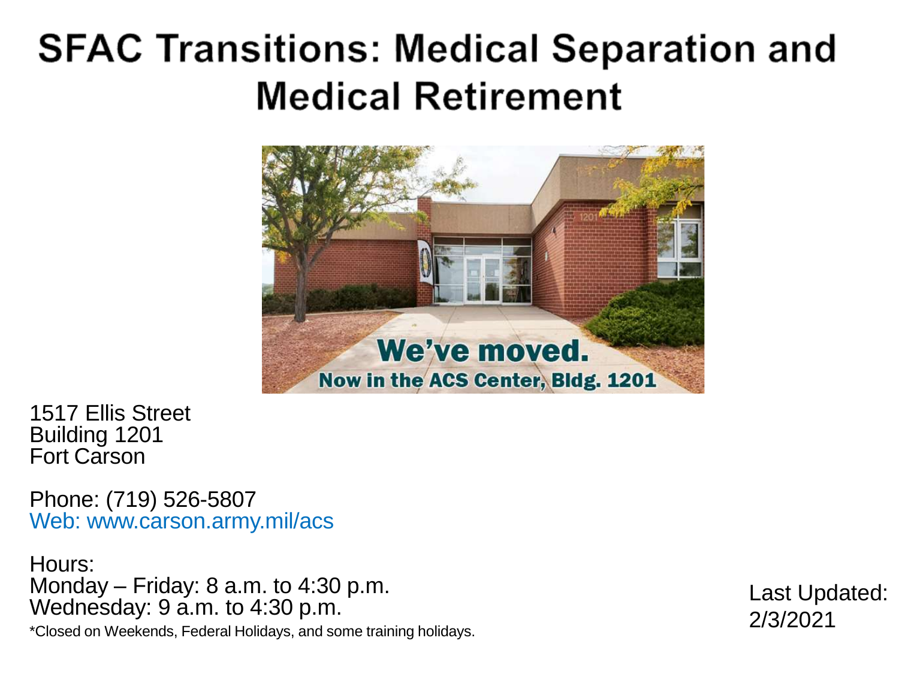# SFAC Transitions: Medical Separation and Medical Retirement

1517 Ellis Street
Building 1201
Fort Carson

Phone: (719) 526-5807
Web: www.carson.army.mil/acs

Hours:
Monday – Friday: 8 a.m. to 4:30 p.m.
Wednesday: 9 a.m. to 4:30 p.m.
*Closed on Weekends, Federal Holidays, and some training holidays.

Last Updated: 2/3/2021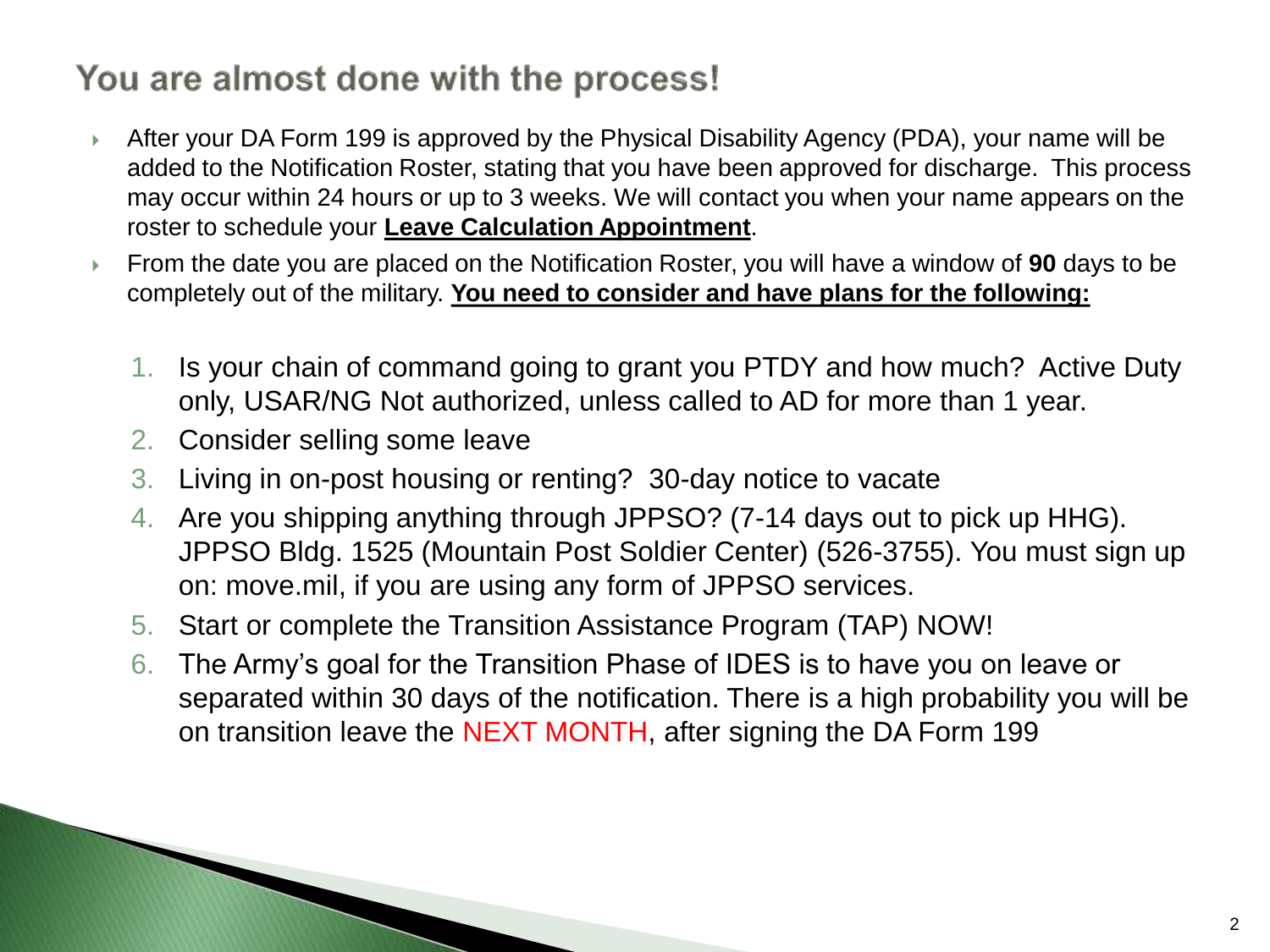# You are almost done with the process!

- After your DA Form 199 is approved by the Physical Disability Agency (PDA), your name will be added to the Notification Roster, stating that you have been approved for discharge. This process may occur within 24 hours or up to 3 weeks. We will contact you when your name appears on the roster to schedule your **Leave Calculation Appointment**.
- From the date you are placed on the Notification Roster, you will have a window of **90** days to be completely out of the military. **You need to consider and have plans for the following:**

1. Is your chain of command going to grant you PTDY and how much? Active Duty only, USAR/NG Not authorized, unless called to AD for more than 1 year.
2. Consider selling some leave
3. Living in on-post housing or renting? 30-day notice to vacate
4. Are you shipping anything through JPPSO? (7-14 days out to pick up HHG). JPPSO Bldg. 1525 (Mountain Post Soldier Center) (526-3755). You must sign up on: move.mil, if you are using any form of JPPSO services.
5. Start or complete the Transition Assistance Program (TAP) NOW!
6. The Army's goal for the Transition Phase of IDES is to have you on leave or separated within 30 days of the notification. There is a high probability you will be on transition leave the NEXT MONTH, after signing the DA Form 199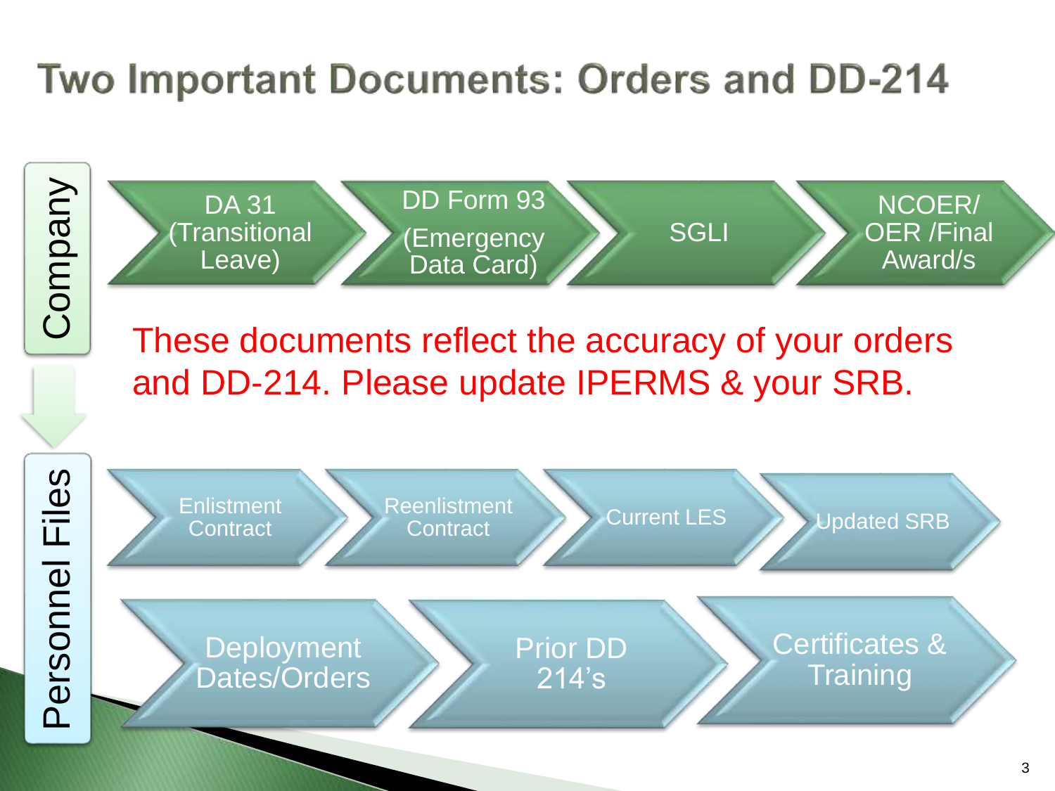# Two Important Documents: Orders and DD-214

## Company

- DA 31 (Transitional Leave)
- DD Form 93 (Emergency Data Card)
- SGLI
- NCOER/ OER /Final Award/s

These documents reflect the accuracy of your orders and DD-214. Please update IPERMS & your SRB.

## Personnel Files

- Enlistment Contract
- Reenlistment Contract
- Current LES
- Updated SRB
- Deployment Dates/Orders
- Prior DD 214's
- Certificates & Training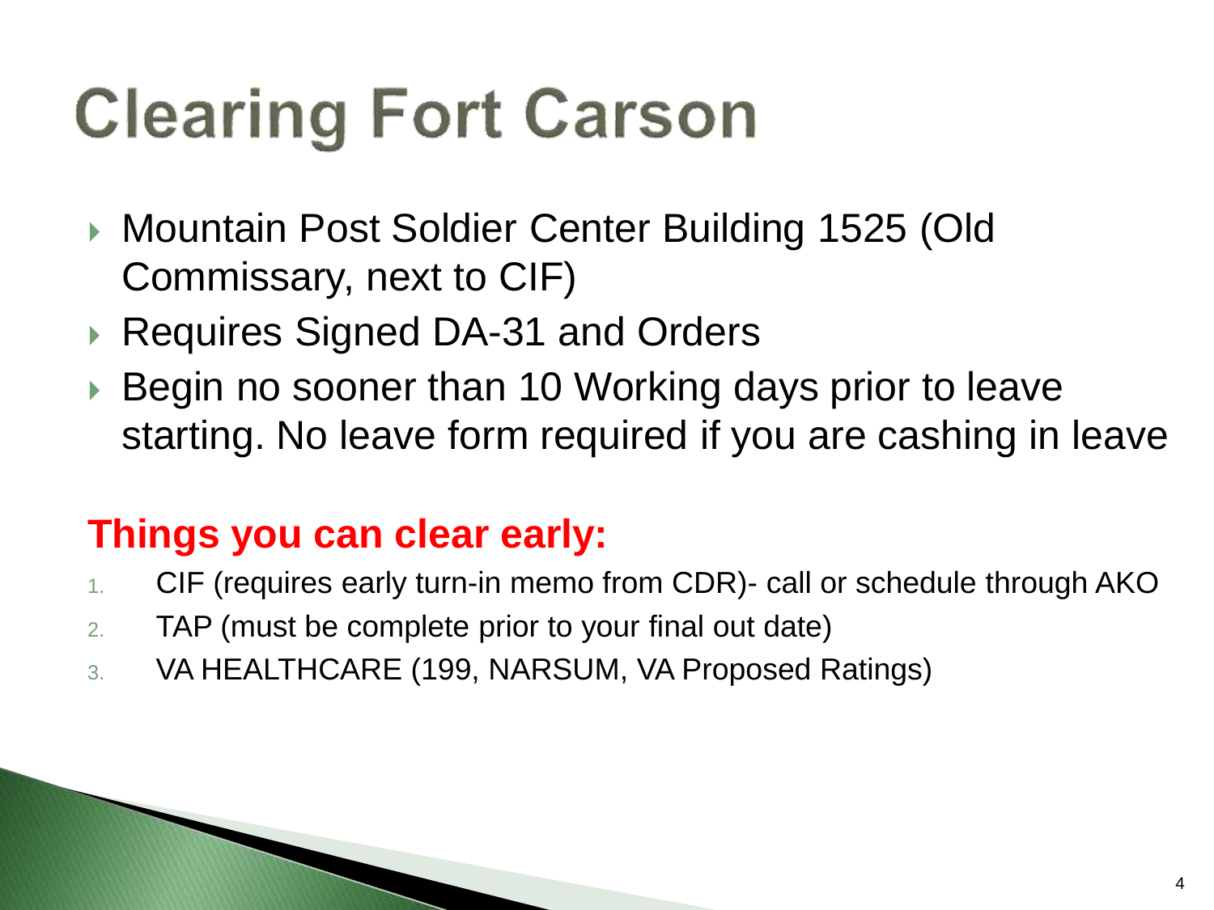# Clearing Fort Carson

- Mountain Post Soldier Center Building 1525 (Old Commissary, next to CIF)
- Requires Signed DA-31 and Orders
- Begin no sooner than 10 Working days prior to leave starting. No leave form required if you are cashing in leave

## Things you can clear early:

1. CIF (requires early turn-in memo from CDR)- call or schedule through AKO
2. TAP (must be complete prior to your final out date)
3. VA HEALTHCARE (199, NARSUM, VA Proposed Ratings)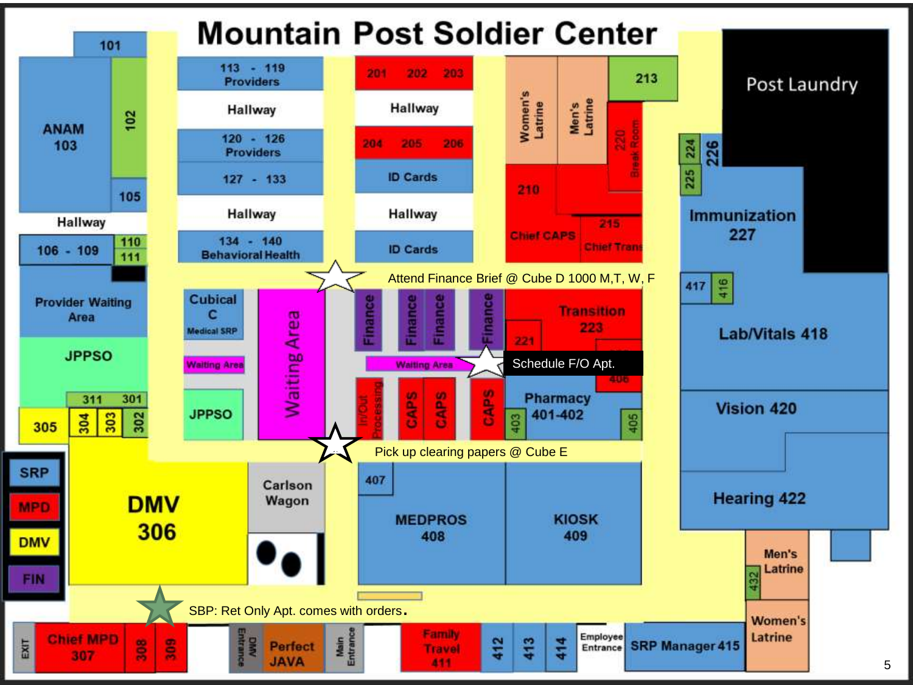# Mountain Post Soldier Center

- Attend Finance Brief @ Cube D 1000 M,T, W, F
- Schedule F/O Apt.
- Pick up clearing papers @ Cube E
- SBP: Ret Only Apt. comes with orders.

| Legend |
|---|
| SRP |
| MPD |
| DMV |
| FIN |

101, 102, ANAM 103, 105, Hallway, 106 - 109, 110, 111, Provider Waiting Area, JPPSO, 311, 301, 305, 304, 303, 302, DMV 306

113 - 119 Providers, Hallway, 120 - 126 Providers, 127 - 133, Hallway, 134 - 140 Behavioral Health

201, 202, 203, Hallway, 204, 205, 206, ID Cards, Hallway, ID Cards

Women's Latrine, Men's Latrine, 213, 220 Break Room, 210, Chief CAPS, 215, Chief Trans

Post Laundry, 224, 225, 226, Immunization 227, 417, 416, Lab/Vitals 418, Vision 420, Hearing 422, 432, Men's Latrine, Women's Latrine

Cubical C Medical SRP, Waiting Area, JPPSO, Waiting Area, Finance, Finance, Finance, Finance, Waiting Area, In/Out Processing, CAPS, CAPS, CAPS, Transition 223, 221, 406, Pharmacy 401-402, 403, 405

Carlson Wagon, 407, MEDPROS 408, KIOSK 409

EXIT, Chief MPD 307, 308, 309, DMV Entrance, Perfect JAVA, Main Entrance, Family Travel 411, 412, 413, 414, Employee Entrance, SRP Manager 415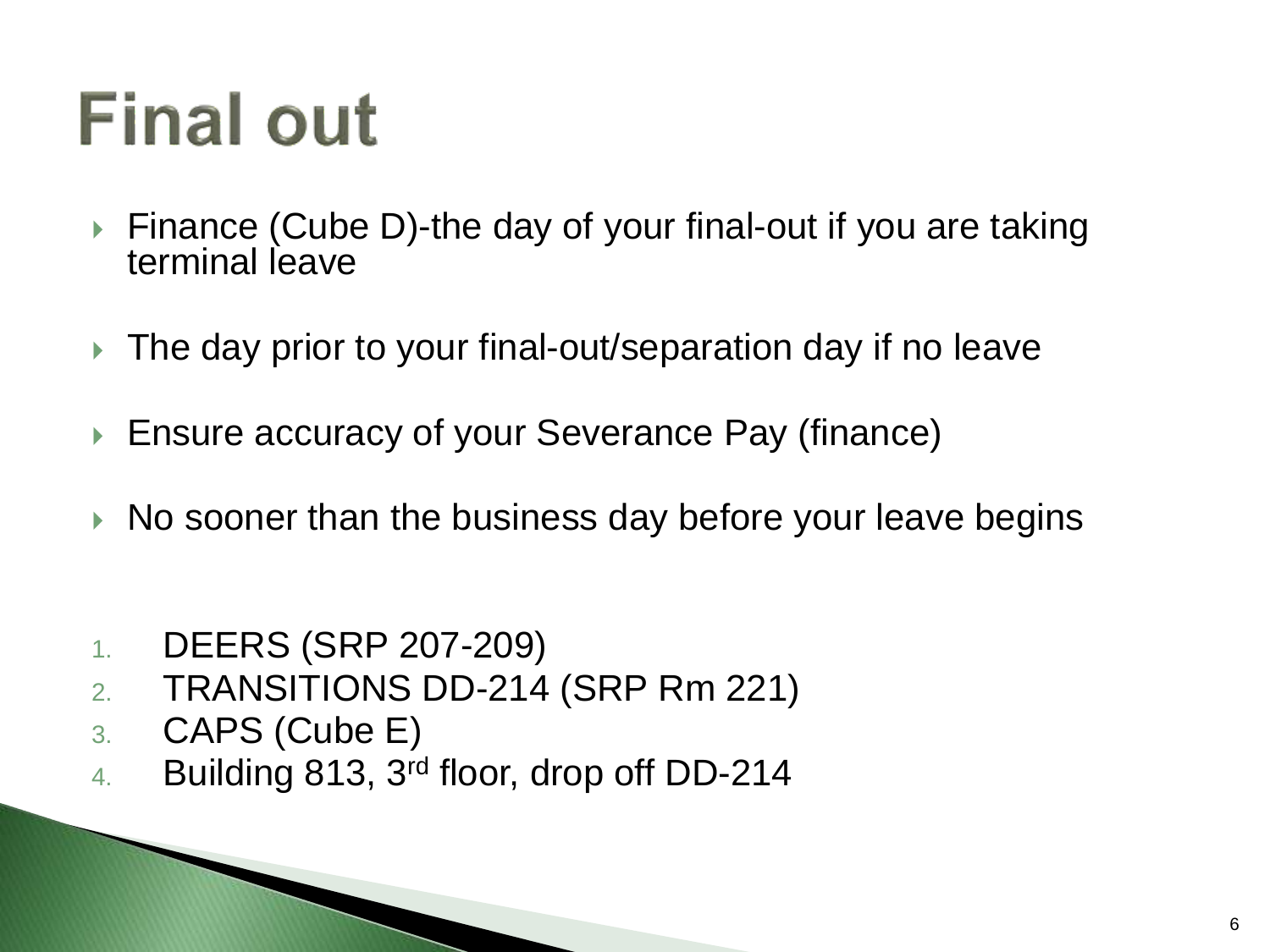# Final out

- Finance (Cube D)-the day of your final-out if you are taking terminal leave
- The day prior to your final-out/separation day if no leave
- Ensure accuracy of your Severance Pay (finance)
- No sooner than the business day before your leave begins

1. DEERS (SRP 207-209)
2. TRANSITIONS DD-214 (SRP Rm 221)
3. CAPS (Cube E)
4. Building 813, 3rd floor, drop off DD-214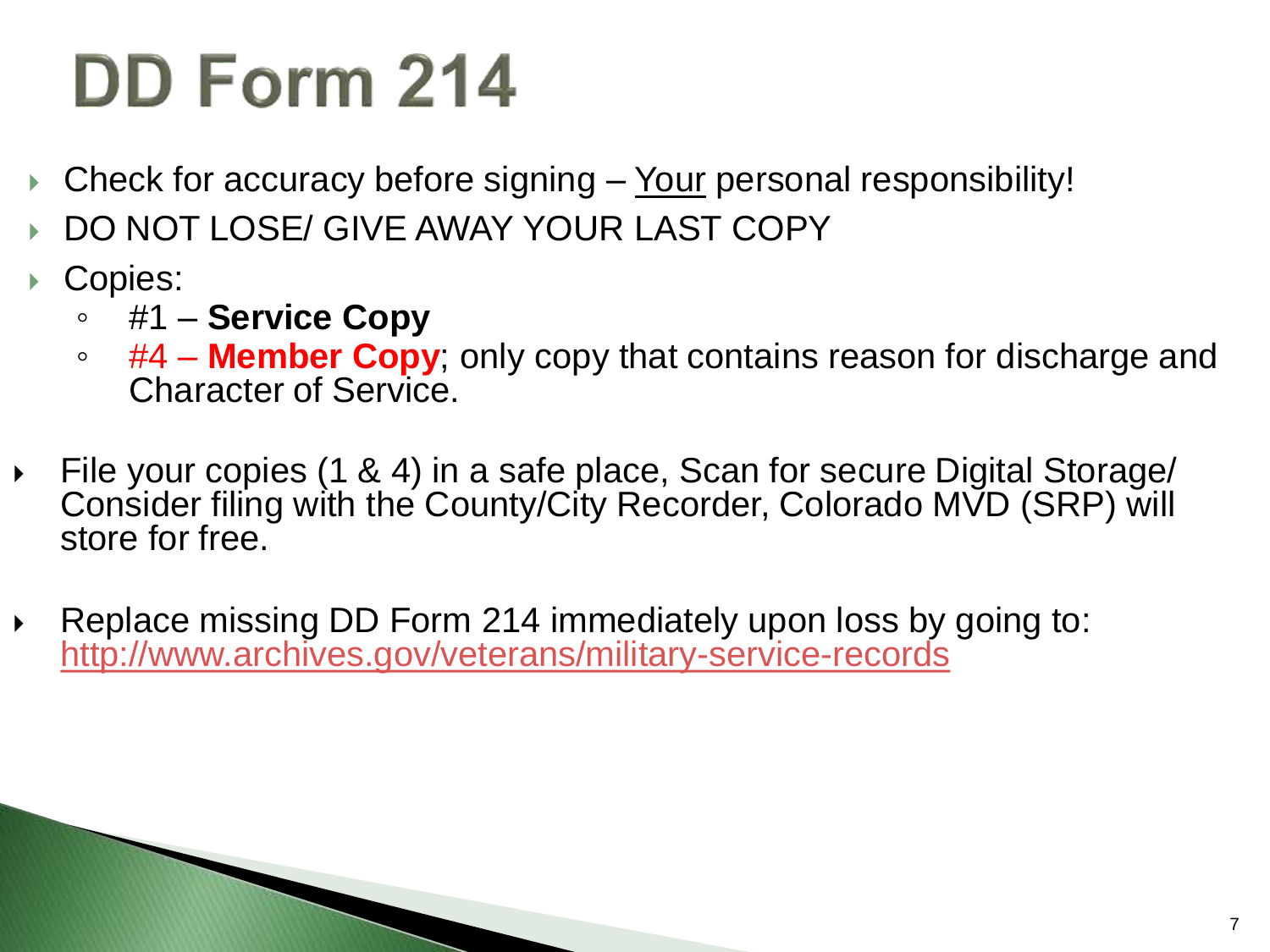# DD Form 214

- Check for accuracy before signing – Your personal responsibility!
- DO NOT LOSE/ GIVE AWAY YOUR LAST COPY
- Copies:
  - #1 – **Service Copy**
  - #4 – **Member Copy**; only copy that contains reason for discharge and Character of Service.

- File your copies (1 & 4) in a safe place, Scan for secure Digital Storage/ Consider filing with the County/City Recorder, Colorado MVD (SRP) will store for free.

- Replace missing DD Form 214 immediately upon loss by going to: http://www.archives.gov/veterans/military-service-records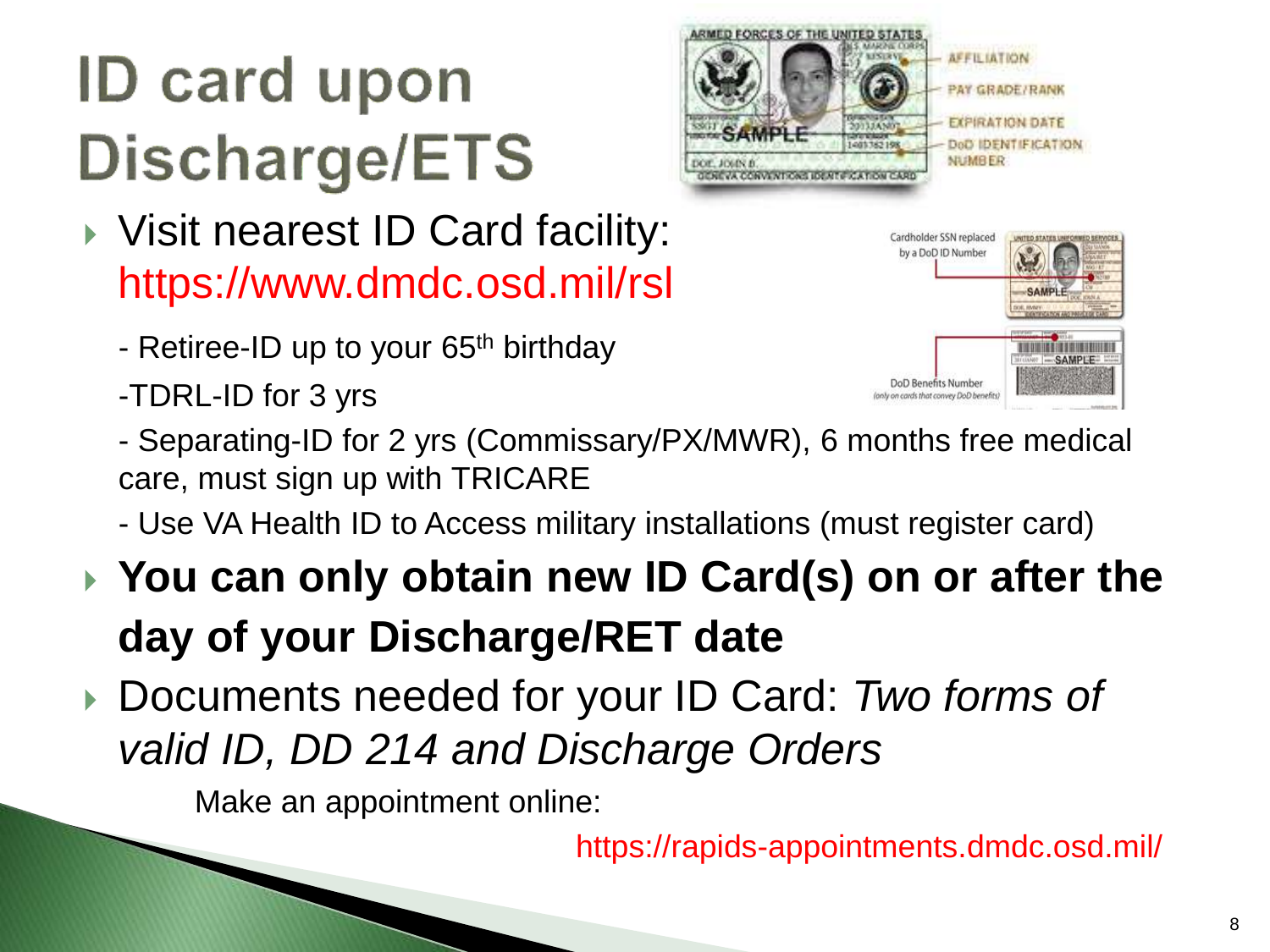# ID card upon Discharge/ETS

- Visit nearest ID Card facility: https://www.dmdc.osd.mil/rsl

  - Retiree-ID up to your 65th birthday

  -TDRL-ID for 3 yrs

  - Separating-ID for 2 yrs (Commissary/PX/MWR), 6 months free medical care, must sign up with TRICARE

  - Use VA Health ID to Access military installations (must register card)

- **You can only obtain new ID Card(s) on or after the day of your Discharge/RET date**
- Documents needed for your ID Card: *Two forms of valid ID, DD 214 and Discharge Orders*

  Make an appointment online:

  https://rapids-appointments.dmdc.osd.mil/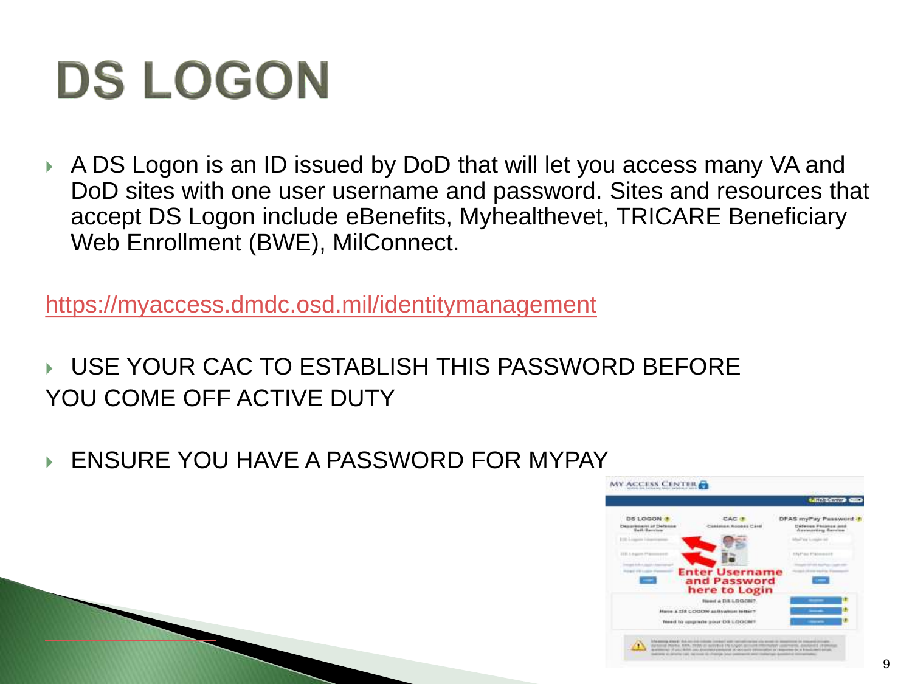# DS LOGON

- A DS Logon is an ID issued by DoD that will let you access many VA and DoD sites with one user username and password. Sites and resources that accept DS Logon include eBenefits, Myhealthevet, TRICARE Beneficiary Web Enrollment (BWE), MilConnect.

https://myaccess.dmdc.osd.mil/identitymanagement

- USE YOUR CAC TO ESTABLISH THIS PASSWORD BEFORE YOU COME OFF ACTIVE DUTY

- ENSURE YOU HAVE A PASSWORD FOR MYPAY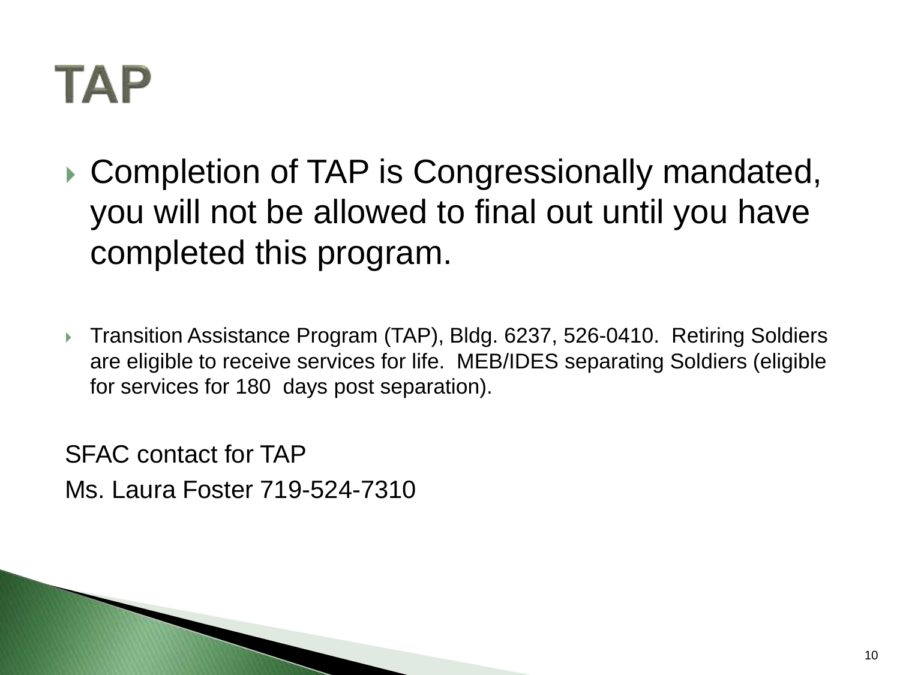# TAP

- Completion of TAP is Congressionally mandated, you will not be allowed to final out until you have completed this program.

- Transition Assistance Program (TAP), Bldg. 6237, 526-0410. Retiring Soldiers are eligible to receive services for life. MEB/IDES separating Soldiers (eligible for services for 180 days post separation).

SFAC contact for TAP

Ms. Laura Foster 719-524-7310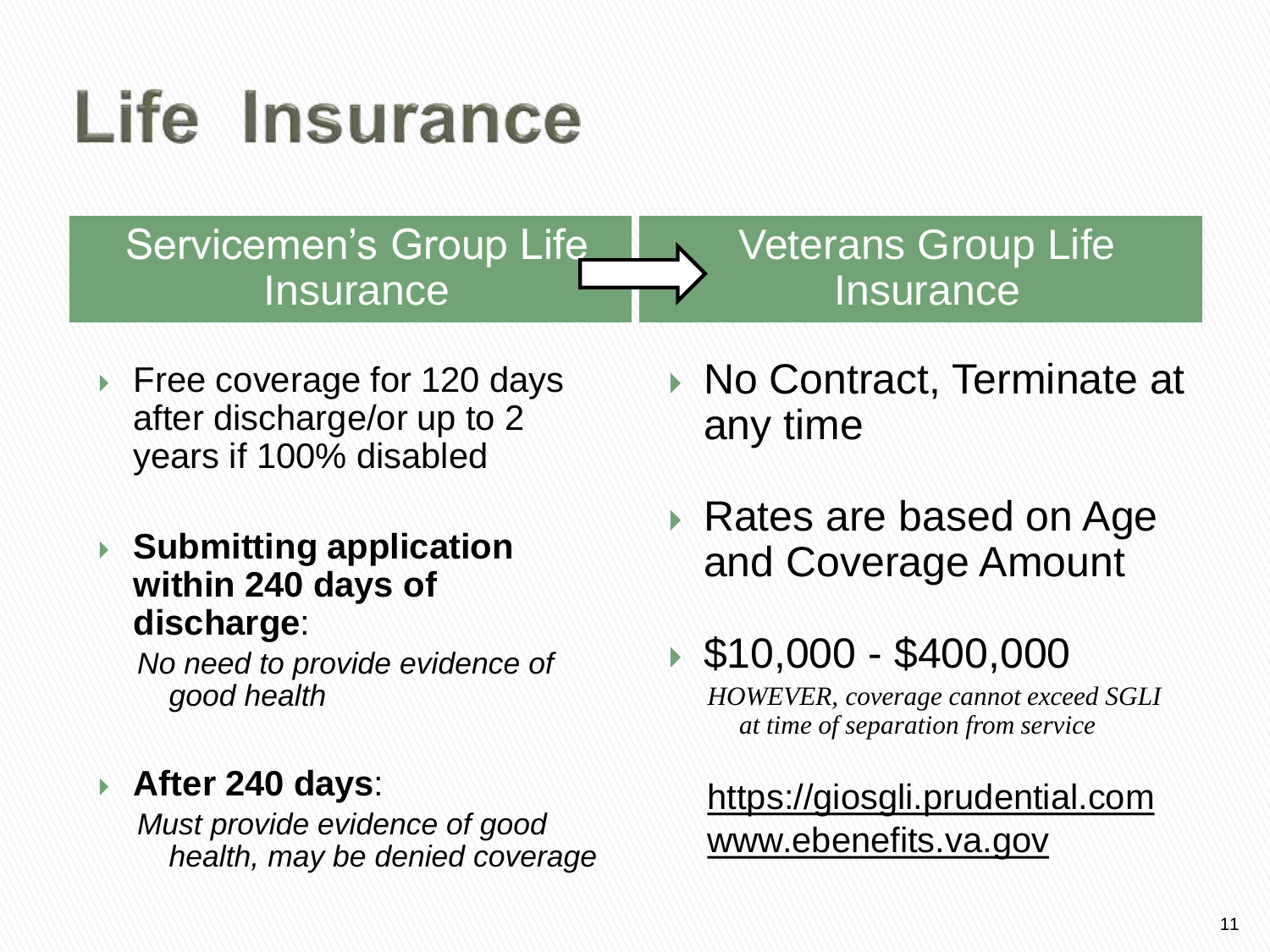# Life Insurance

## Servicemen's Group Life Insurance → Veterans Group Life Insurance

### Servicemen's Group Life Insurance

- Free coverage for 120 days after discharge/or up to 2 years if 100% disabled
- **Submitting application within 240 days of discharge**:
  *No need to provide evidence of good health*
- **After 240 days**:
  *Must provide evidence of good health, may be denied coverage*

### Veterans Group Life Insurance

- No Contract, Terminate at any time
- Rates are based on Age and Coverage Amount
- $10,000 - $400,000
  *HOWEVER, coverage cannot exceed SGLI at time of separation from service*

https://giosgli.prudential.com
www.ebenefits.va.gov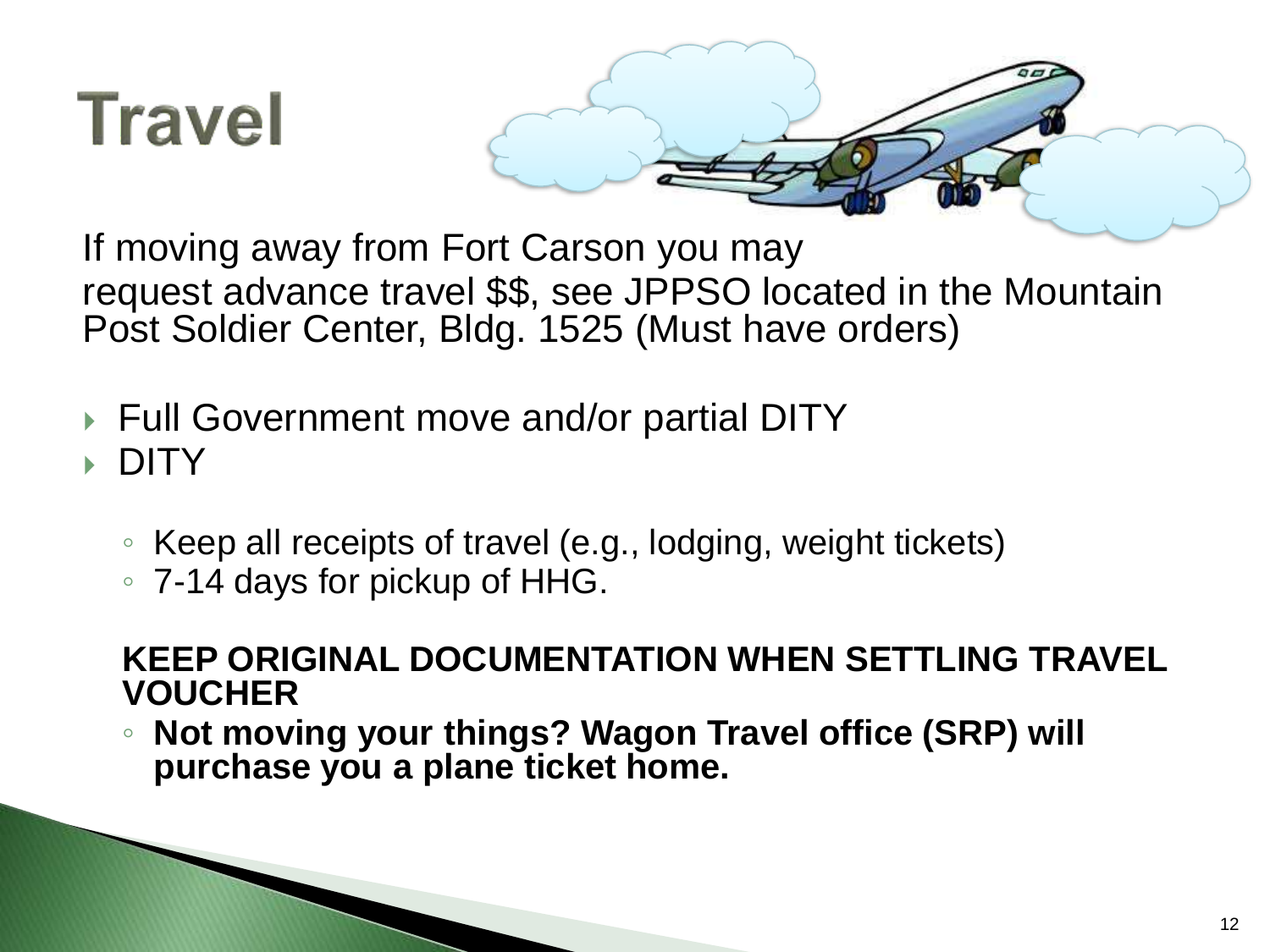# Travel

If moving away from Fort Carson you may request advance travel $$, see JPPSO located in the Mountain Post Soldier Center, Bldg. 1525 (Must have orders)

- Full Government move and/or partial DITY
- DITY
  - Keep all receipts of travel (e.g., lodging, weight tickets)
  - 7-14 days for pickup of HHG.

  **KEEP ORIGINAL DOCUMENTATION WHEN SETTLING TRAVEL VOUCHER**
  - **Not moving your things? Wagon Travel office (SRP) will purchase you a plane ticket home.**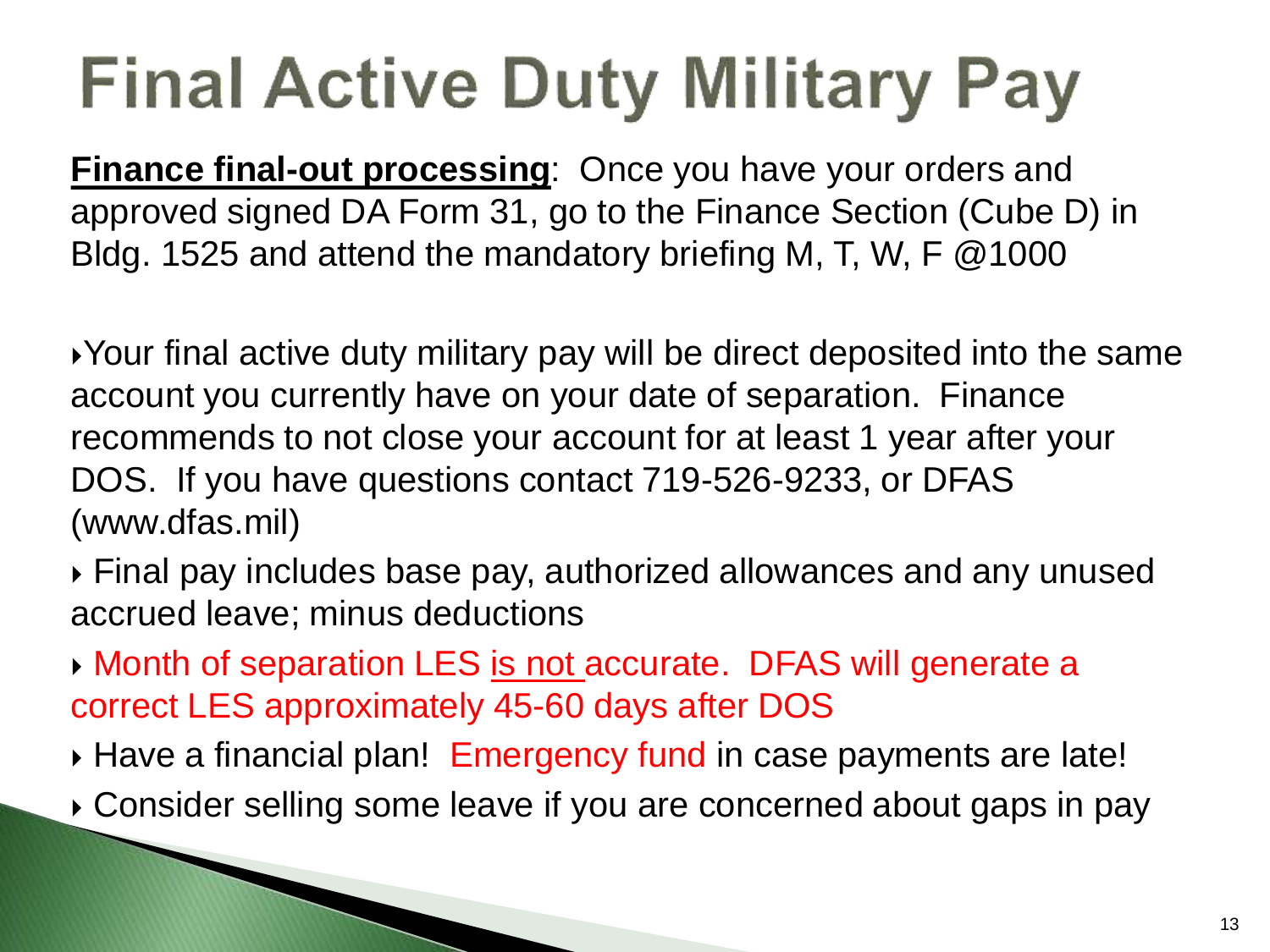# Final Active Duty Military Pay

**Finance final-out processing**: Once you have your orders and approved signed DA Form 31, go to the Finance Section (Cube D) in Bldg. 1525 and attend the mandatory briefing M, T, W, F @1000

- Your final active duty military pay will be direct deposited into the same account you currently have on your date of separation. Finance recommends to not close your account for at least 1 year after your DOS. If you have questions contact 719-526-9233, or DFAS (www.dfas.mil)
- Final pay includes base pay, authorized allowances and any unused accrued leave; minus deductions
- Month of separation LES is not accurate. DFAS will generate a correct LES approximately 45-60 days after DOS
- Have a financial plan! Emergency fund in case payments are late!
- Consider selling some leave if you are concerned about gaps in pay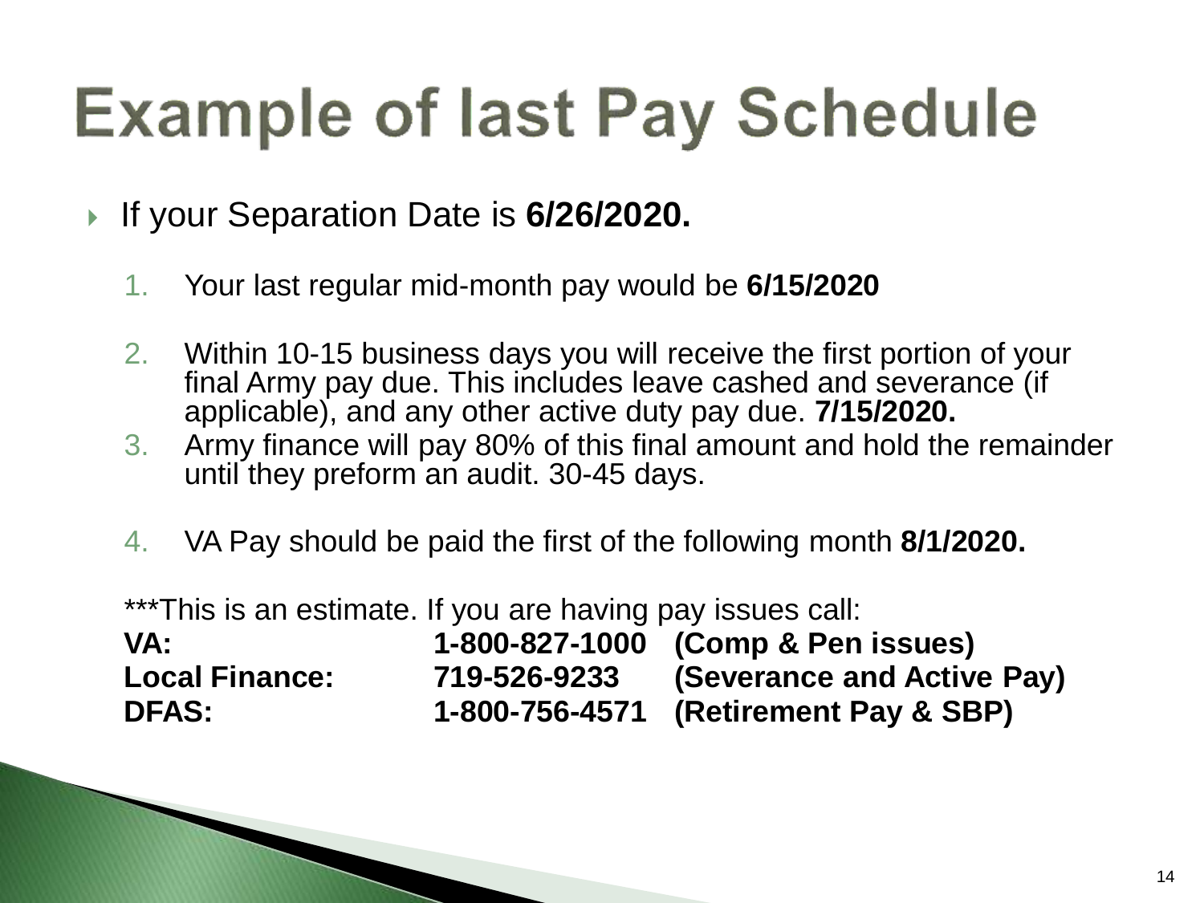# Example of last Pay Schedule

- If your Separation Date is **6/26/2020.**

  1. Your last regular mid-month pay would be **6/15/2020**
  2. Within 10-15 business days you will receive the first portion of your final Army pay due. This includes leave cashed and severance (if applicable), and any other active duty pay due. **7/15/2020.**
  3. Army finance will pay 80% of this final amount and hold the remainder until they preform an audit. 30-45 days.
  4. VA Pay should be paid the first of the following month **8/1/2020.**

***This is an estimate. If you are having pay issues call:

| | | |
|---|---|---|
| **VA:** | **1-800-827-1000** | **(Comp & Pen issues)** |
| **Local Finance:** | **719-526-9233** | **(Severance and Active Pay)** |
| **DFAS:** | **1-800-756-4571** | **(Retirement Pay & SBP)** |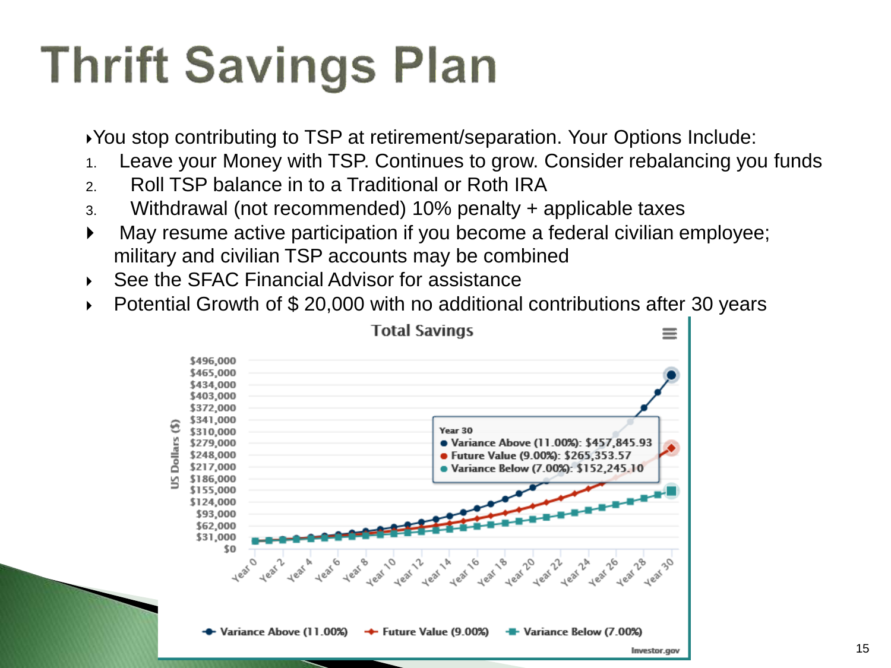# Thrift Savings Plan

- You stop contributing to TSP at retirement/separation. Your Options Include:

1. Leave your Money with TSP. Continues to grow. Consider rebalancing you funds
2. Roll TSP balance in to a Traditional or Roth IRA
3. Withdrawal (not recommended) 10% penalty + applicable taxes

- May resume active participation if you become a federal civilian employee; military and civilian TSP accounts may be combined
- See the SFAC Financial Advisor for assistance
- Potential Growth of $ 20,000 with no additional contributions after 30 years

**Total Savings**

Year 30
- Variance Above (11.00%): $457,845.93
- Future Value (9.00%): $265,353.57
- Variance Below (7.00%): $152,245.10

Variance Above (11.00%) | Future Value (9.00%) | Variance Below (7.00%)

Investor.gov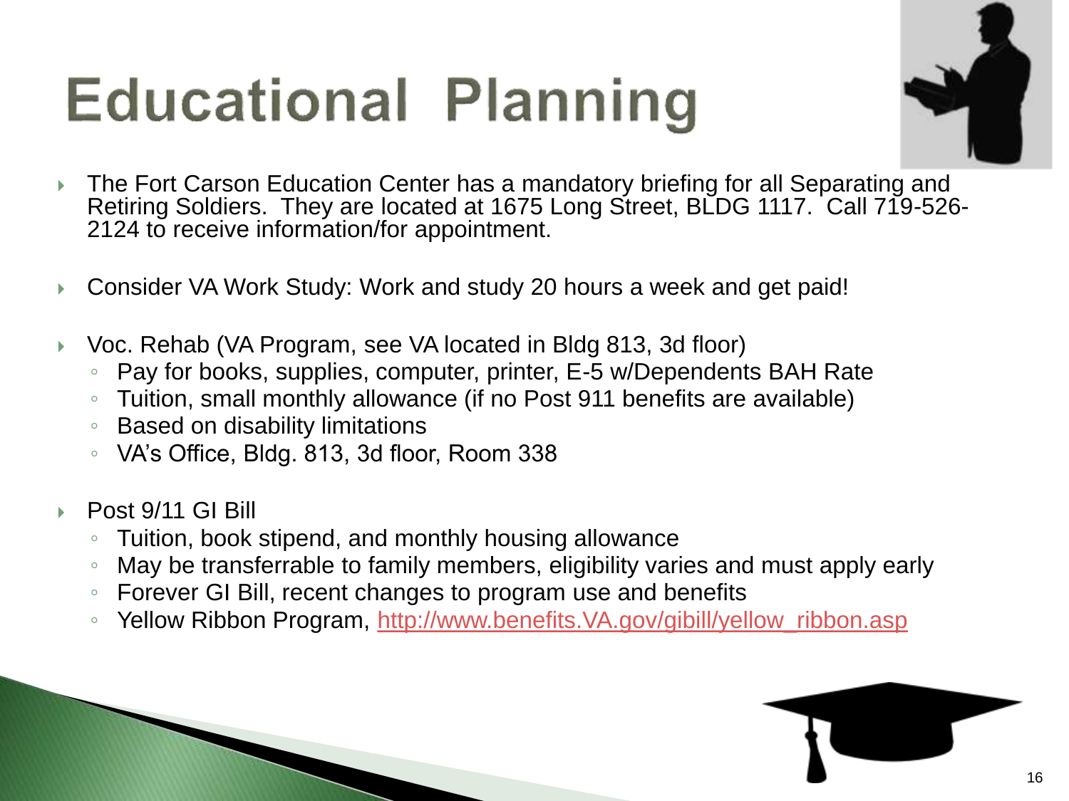# Educational Planning

- The Fort Carson Education Center has a mandatory briefing for all Separating and Retiring Soldiers. They are located at 1675 Long Street, BLDG 1117. Call 719-526-2124 to receive information/for appointment.

- Consider VA Work Study: Work and study 20 hours a week and get paid!

- Voc. Rehab (VA Program, see VA located in Bldg 813, 3d floor)
  - Pay for books, supplies, computer, printer, E-5 w/Dependents BAH Rate
  - Tuition, small monthly allowance (if no Post 911 benefits are available)
  - Based on disability limitations
  - VA's Office, Bldg. 813, 3d floor, Room 338

- Post 9/11 GI Bill
  - Tuition, book stipend, and monthly housing allowance
  - May be transferrable to family members, eligibility varies and must apply early
  - Forever GI Bill, recent changes to program use and benefits
  - Yellow Ribbon Program, [http://www.benefits.VA.gov/gibill/yellow_ribbon.asp](http://www.benefits.VA.gov/gibill/yellow_ribbon.asp)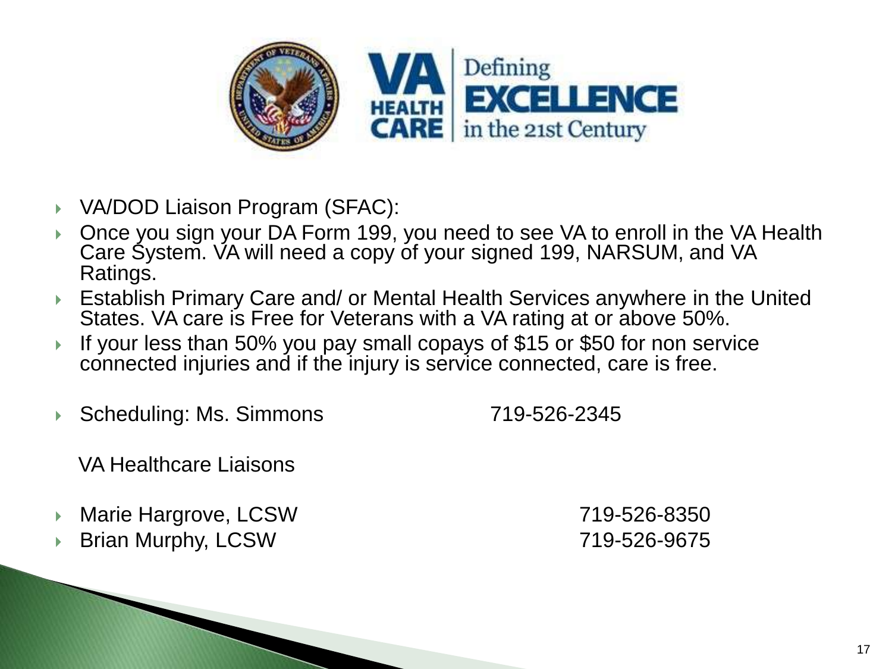- VA/DOD Liaison Program (SFAC):
- Once you sign your DA Form 199, you need to see VA to enroll in the VA Health Care System. VA will need a copy of your signed 199, NARSUM, and VA Ratings.
- Establish Primary Care and/ or Mental Health Services anywhere in the United States. VA care is Free for Veterans with a VA rating at or above 50%.
- If your less than 50% you pay small copays of $15 or $50 for non service connected injuries and if the injury is service connected, care is free.

- Scheduling: Ms. Simmons 719-526-2345

VA Healthcare Liaisons

- Marie Hargrove, LCSW 719-526-8350
- Brian Murphy, LCSW 719-526-9675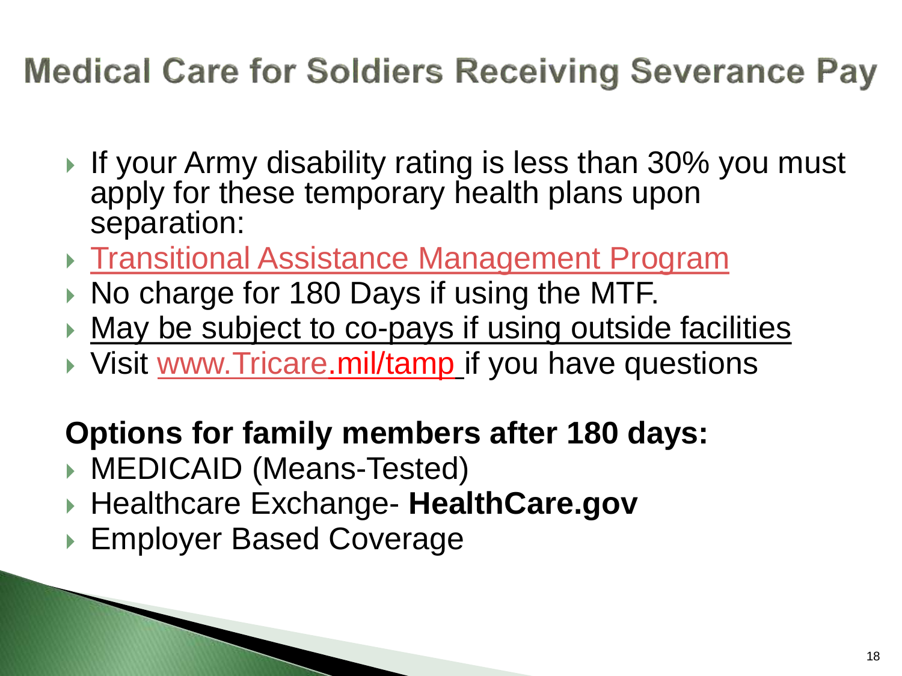# Medical Care for Soldiers Receiving Severance Pay

- If your Army disability rating is less than 30% you must apply for these temporary health plans upon separation:
- Transitional Assistance Management Program
- No charge for 180 Days if using the MTF.
- May be subject to co-pays if using outside facilities
- Visit www.Tricare.mil/tamp if you have questions

**Options for family members after 180 days:**

- MEDICAID (Means-Tested)
- Healthcare Exchange- **HealthCare.gov**
- Employer Based Coverage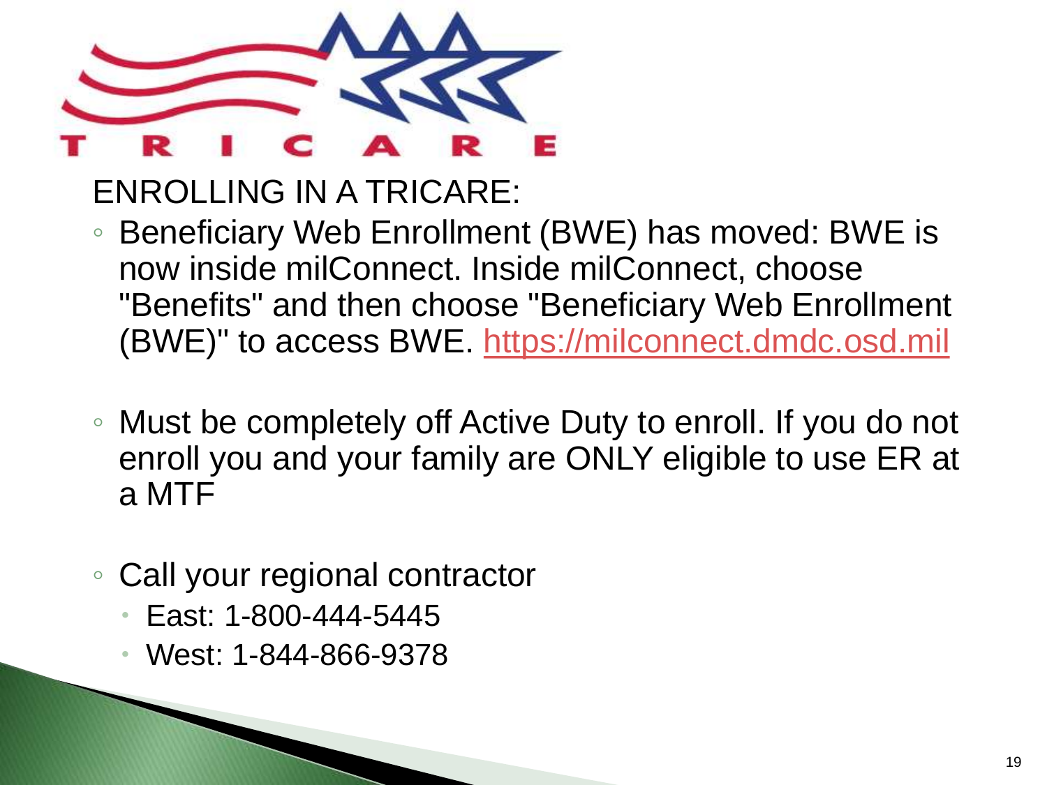TRICARE

## ENROLLING IN A TRICARE:

- Beneficiary Web Enrollment (BWE) has moved: BWE is now inside milConnect. Inside milConnect, choose "Benefits" and then choose "Beneficiary Web Enrollment (BWE)" to access BWE. https://milconnect.dmdc.osd.mil

- Must be completely off Active Duty to enroll. If you do not enroll you and your family are ONLY eligible to use ER at a MTF

- Call your regional contractor
  - East: 1-800-444-5445
  - West: 1-844-866-9378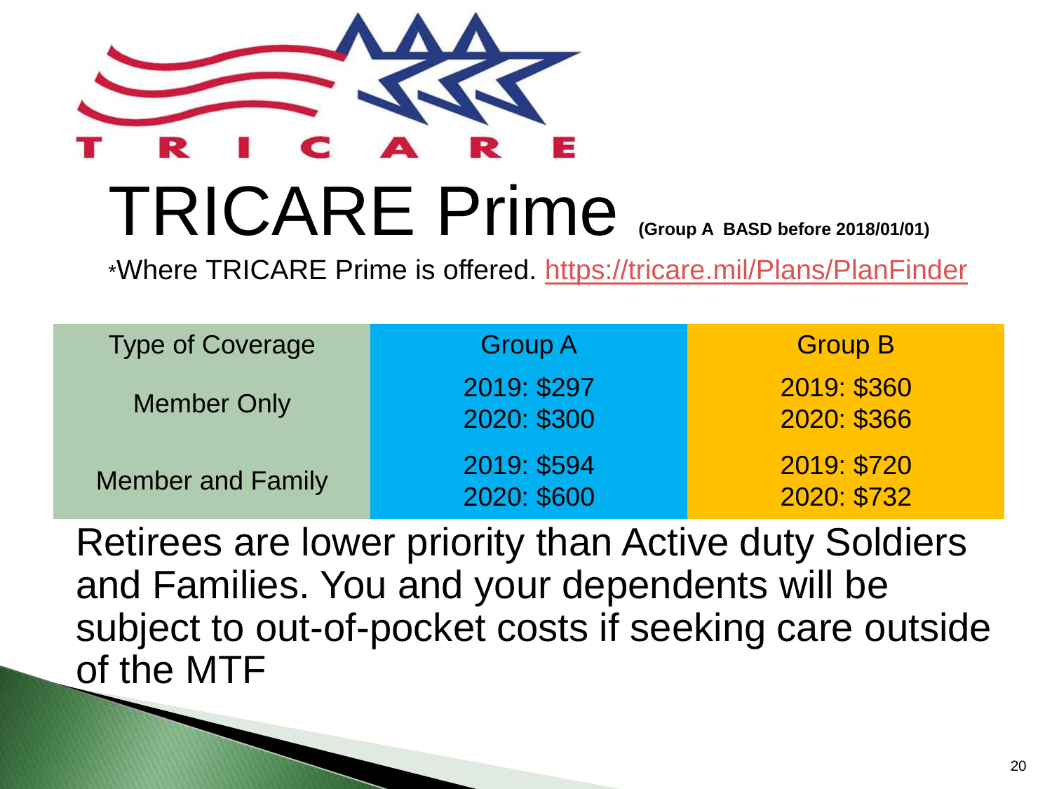# TRICARE Prime (Group A BASD before 2018/01/01)

*Where TRICARE Prime is offered. https://tricare.mil/Plans/PlanFinder

| Type of Coverage | Group A | Group B |
|---|---|---|
| Member Only | 2019: $297<br>2020: $300 | 2019: $360<br>2020: $366 |
| Member and Family | 2019: $594<br>2020: $600 | 2019: $720<br>2020: $732 |

Retirees are lower priority than Active duty Soldiers and Families. You and your dependents will be subject to out-of-pocket costs if seeking care outside of the MTF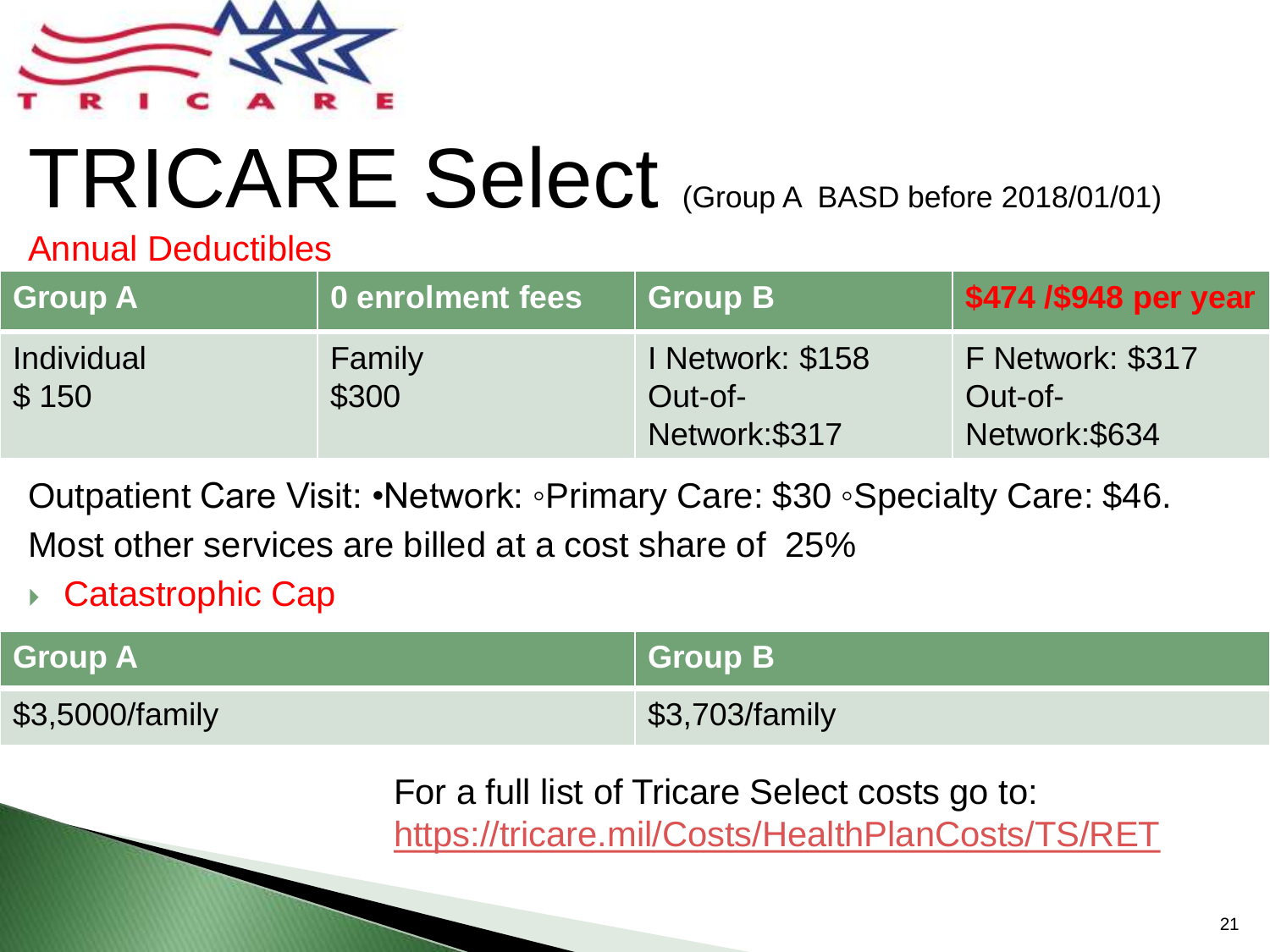# TRICARE Select (Group A BASD before 2018/01/01)

Annual Deductibles

| Group A | 0 enrolment fees | Group B | $474 /$948 per year |
|---|---|---|---|
| Individual<br>$ 150 | Family<br>$300 | I Network: $158<br>Out-of-Network:$317 | F Network: $317<br>Out-of-Network:$634 |

Outpatient Care Visit: •Network: ◦Primary Care: $30 ◦Specialty Care: $46.

Most other services are billed at a cost share of 25%

- Catastrophic Cap

| Group A | Group B |
|---|---|
| $3,5000/family | $3,703/family |

For a full list of Tricare Select costs go to: [https://tricare.mil/Costs/HealthPlanCosts/TS/RET](https://tricare.mil/Costs/HealthPlanCosts/TS/RET)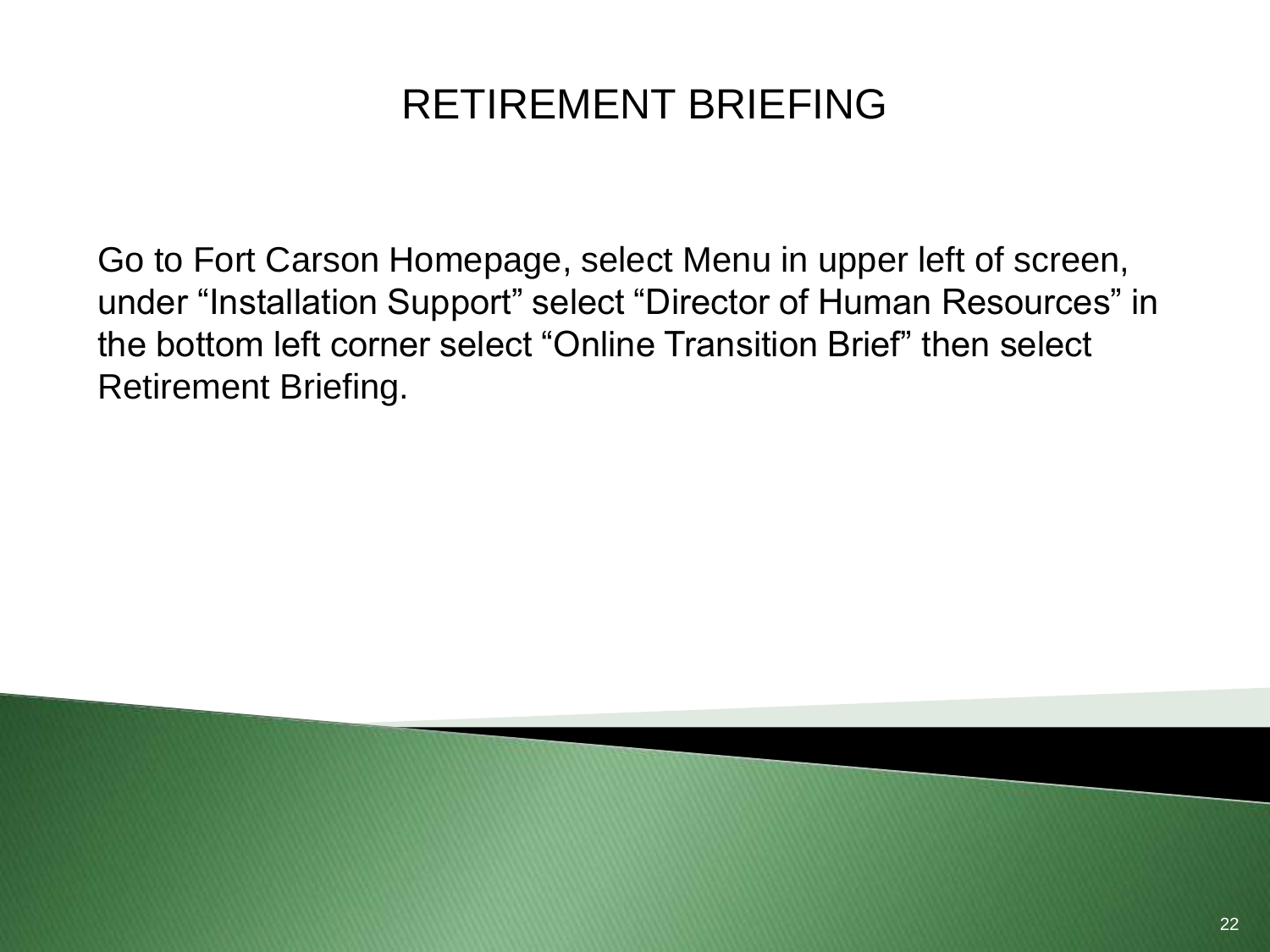# RETIREMENT BRIEFING

Go to Fort Carson Homepage, select Menu in upper left of screen, under “Installation Support” select “Director of Human Resources” in the bottom left corner select “Online Transition Brief” then select Retirement Briefing.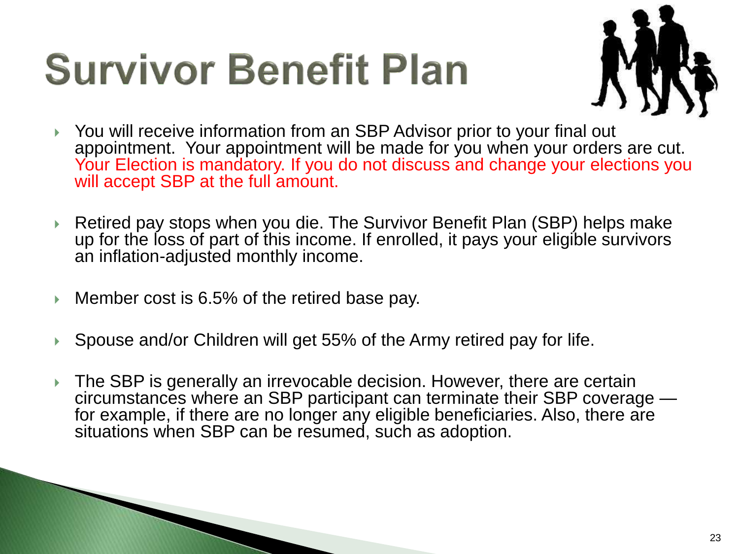# Survivor Benefit Plan

- You will receive information from an SBP Advisor prior to your final out appointment.  Your appointment will be made for you when your orders are cut. Your Election is mandatory. If you do not discuss and change your elections you will accept SBP at the full amount.

- Retired pay stops when you die. The Survivor Benefit Plan (SBP) helps make up for the loss of part of this income. If enrolled, it pays your eligible survivors an inflation-adjusted monthly income.

- Member cost is 6.5% of the retired base pay.

- Spouse and/or Children will get 55% of the Army retired pay for life.

- The SBP is generally an irrevocable decision. However, there are certain circumstances where an SBP participant can terminate their SBP coverage — for example, if there are no longer any eligible beneficiaries. Also, there are situations when SBP can be resumed, such as adoption.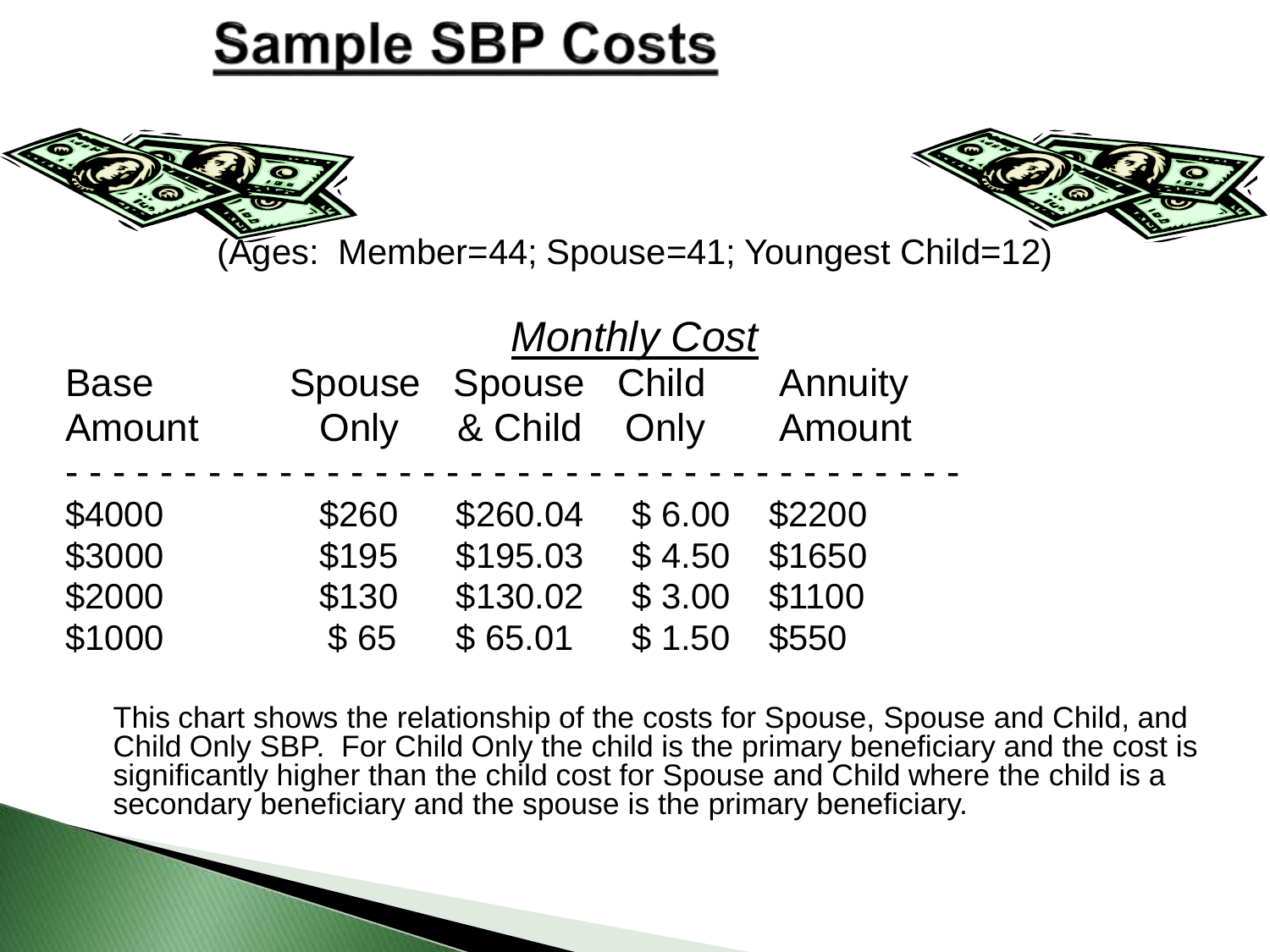# Sample SBP Costs

(Ages: Member=44; Spouse=41; Youngest Child=12)

*Monthly Cost*

| Base Amount | Spouse Only | Spouse & Child | Child Only | Annuity Amount |
|---|---|---|---|---|
| $4000 | $260 | $260.04 | $ 6.00 | $2200 |
| $3000 | $195 | $195.03 | $ 4.50 | $1650 |
| $2000 | $130 | $130.02 | $ 3.00 | $1100 |
| $1000 | $ 65 | $ 65.01 | $ 1.50 | $550 |

This chart shows the relationship of the costs for Spouse, Spouse and Child, and Child Only SBP. For Child Only the child is the primary beneficiary and the cost is significantly higher than the child cost for Spouse and Child where the child is a secondary beneficiary and the spouse is the primary beneficiary.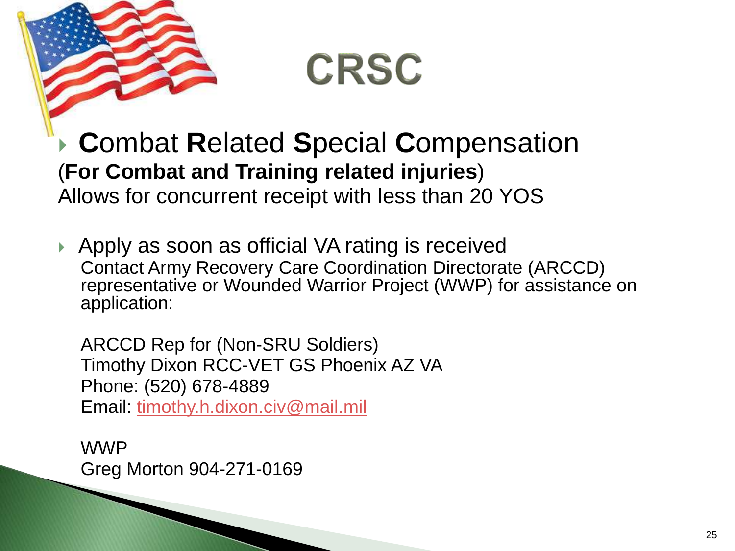# CRSC

- **C**ombat **R**elated **S**pecial **C**ompensation
(**For Combat and Training related injuries**)
Allows for concurrent receipt with less than 20 YOS

- Apply as soon as official VA rating is received
Contact Army Recovery Care Coordination Directorate (ARCCD) representative or Wounded Warrior Project (WWP) for assistance on application:

  ARCCD Rep for (Non-SRU Soldiers)
  Timothy Dixon RCC-VET GS Phoenix AZ VA
  Phone: (520) 678-4889
  Email: timothy.h.dixon.civ@mail.mil

  WWP
  Greg Morton 904-271-0169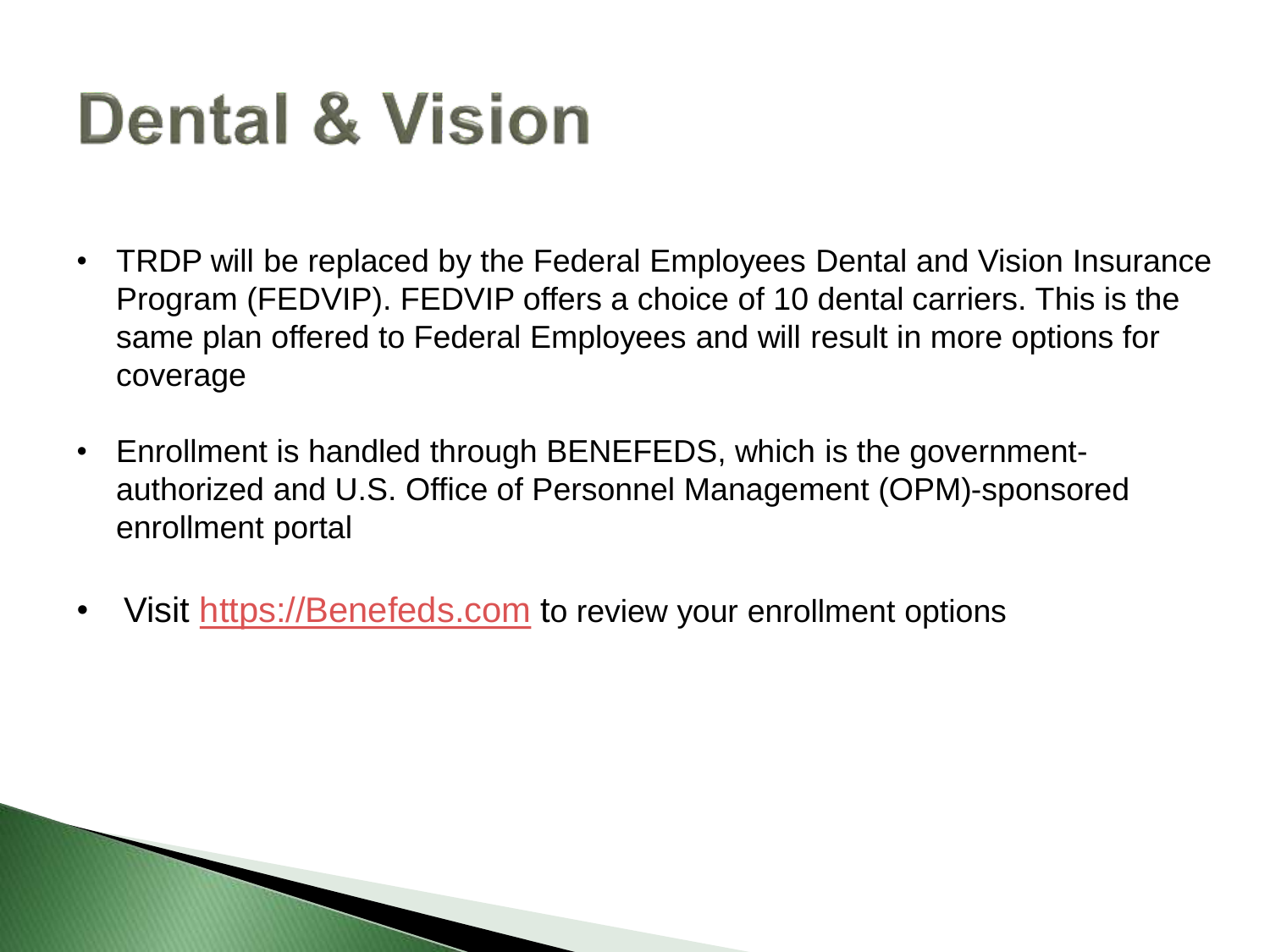# Dental & Vision

- TRDP will be replaced by the Federal Employees Dental and Vision Insurance Program (FEDVIP). FEDVIP offers a choice of 10 dental carriers. This is the same plan offered to Federal Employees and will result in more options for coverage
- Enrollment is handled through BENEFEDS, which is the government-authorized and U.S. Office of Personnel Management (OPM)-sponsored enrollment portal
- Visit [https://Benefeds.com](https://Benefeds.com) to review your enrollment options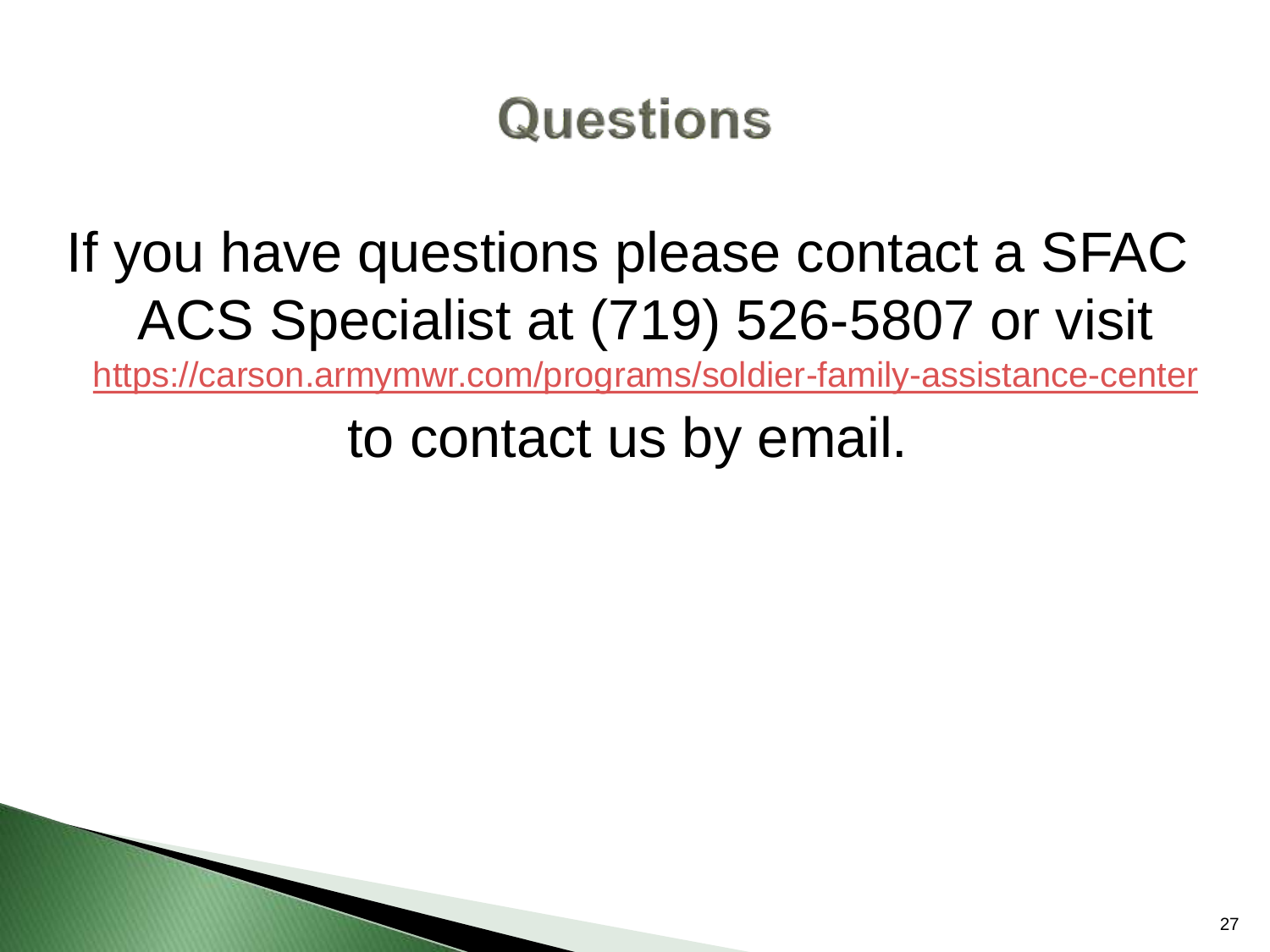# Questions

If you have questions please contact a SFAC ACS Specialist at (719) 526-5807 or visit

https://carson.armymwr.com/programs/soldier-family-assistance-center

to contact us by email.